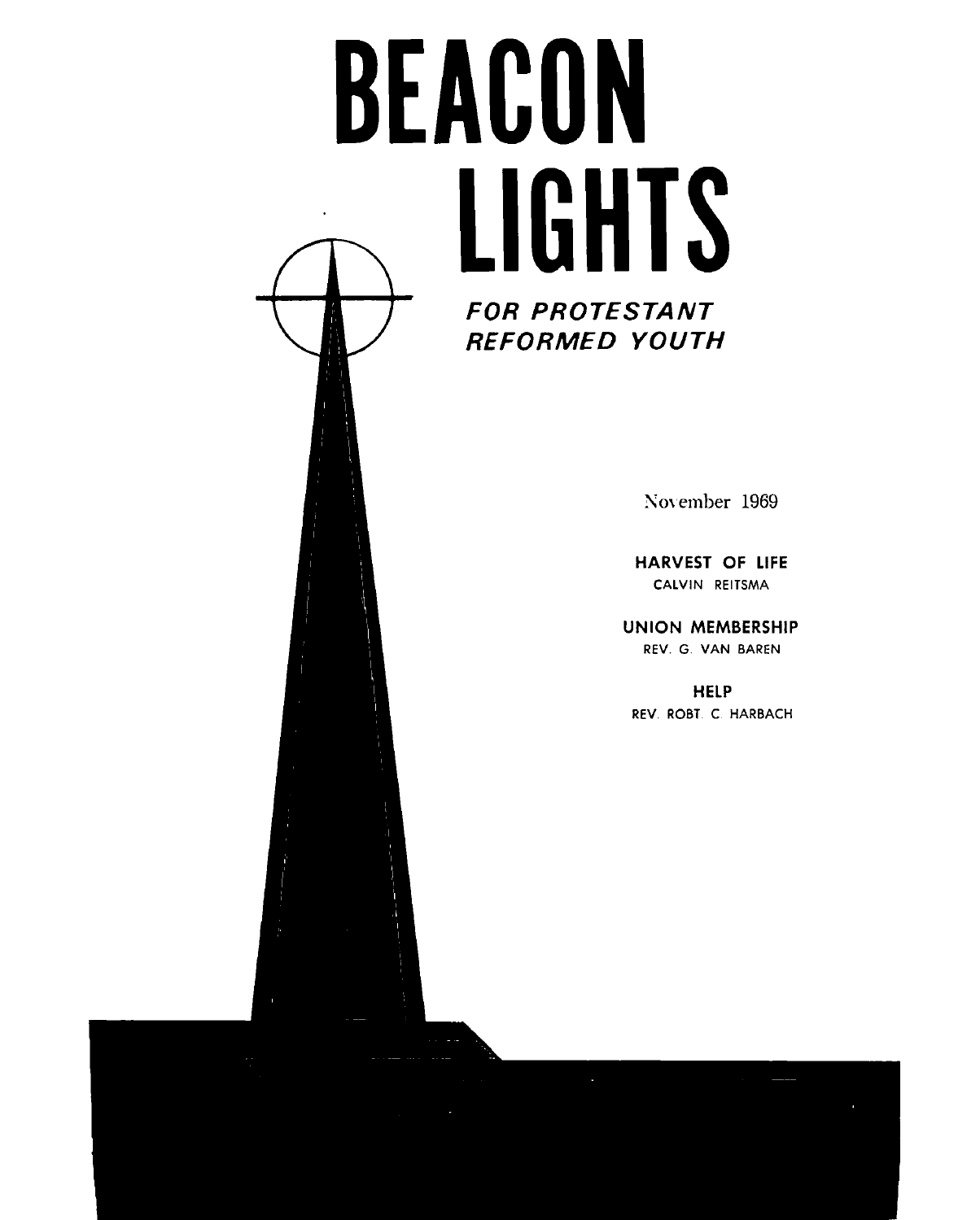# BEACON LIGHTS

***FOR PROTESTANT REFORMED YOUTH***

November 1969

**HARVEST OF LIFE**
CALVIN REITSMA

**UNION MEMBERSHIP**
REV. G. VAN BAREN

**HELP**
REV. ROBT. C. HARBACH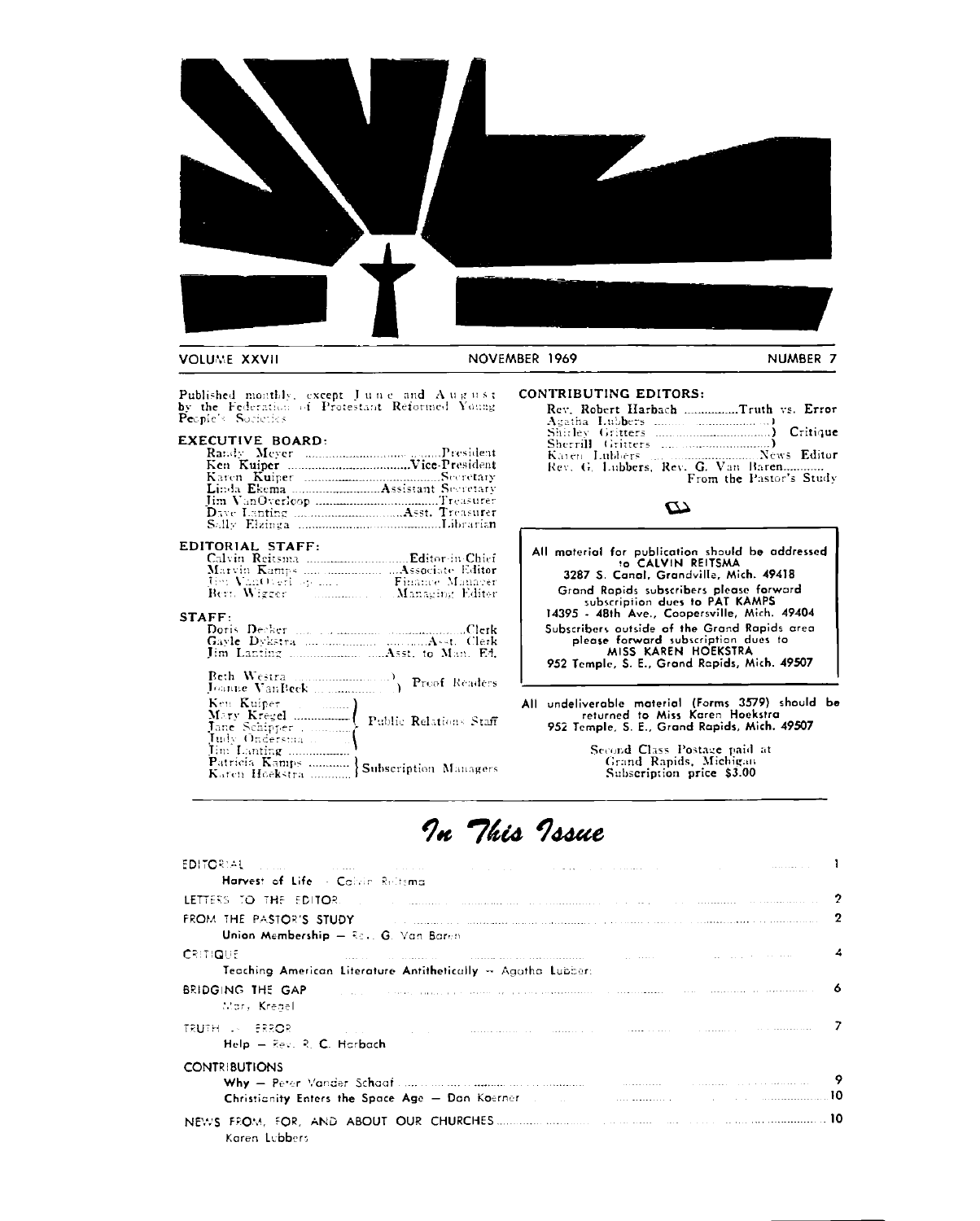VOLUME XXVII | NOVEMBER 1969 | NUMBER 7

Published monthly, except June and August by the Federation of Protestant Reformed Young People's Societies

**EXECUTIVE BOARD:**

- Randy Meyer ............ President
- Ken Kuiper ............ Vice-President
- Karen Kuiper ............ Secretary
- Linda Ekema ............ Assistant Secretary
- Jim VanOverloop ............ Treasurer
- Dave Lanting ............ Asst. Treasurer
- Sally Elzinga ............ Librarian

**EDITORIAL STAFF:**

- Calvin Reitsma ............ Editor-in-Chief
- Marvin Kamps ............ Associate Editor
- Jim VanOverloop ............ Finance Manager
- Bert Wigger ............ Managing Editor

**STAFF:**

- Doris Decker ............ Clerk
- Gayle Dykstra ............ Asst. Clerk
- Jim Lanting ............ Asst. to Man. Ed.
- Beth Westra, Joanne VanBeek ............ Proof Readers
- Ken Kuiper, Mary Kregel, Jane Schipper, Judy Ondersma, Jim Lanting ............ Public Relations Staff
- Patricia Kamps, Karen Hoekstra ............ Subscription Managers

**CONTRIBUTING EDITORS:**

- Rev. Robert Harbach ............ Truth vs. Error
- Agatha Lubbers, Shirley Gritters, Sherrill Gritters ............ Critique
- Karen Lubbers ............ News Editor
- Rev. G. Lubbers, Rev. G. Van Baren............ From the Pastor's Study

All material for publication should be addressed to CALVIN REITSMA
3287 S. Canal, Grandville, Mich. 49418

Grand Rapids subscribers please forward subscription dues to PAT KAMPS
14395 - 48th Ave., Coopersville, Mich. 49404

Subscribers outside of the Grand Rapids area please forward subscription dues to
MISS KAREN HOEKSTRA
952 Temple, S. E., Grand Rapids, Mich. 49507

All undeliverable material (Forms 3579) should be returned to Miss Karen Hoekstra
952 Temple, S. E., Grand Rapids, Mich. 49507

Second Class Postage paid at Grand Rapids, Michigan
Subscription price $3.00

# *In This Issue*

| | |
|---|---|
| EDITORIAL<br>**Harvest of Life** — Calvin Reitsma | 1 |
| LETTERS TO THE EDITOR | 2 |
| FROM THE PASTOR'S STUDY<br>**Union Membership** — Rev. G. Van Baren | 2 |
| CRITIQUE<br>**Teaching American Literature Antithetically** — Agatha Lubbers | 4 |
| BRIDGING THE GAP<br>Mary Kregel | 6 |
| TRUTH vs. ERROR<br>**Help** — Rev. R. C. Harbach | 7 |
| CONTRIBUTIONS<br>**Why** — Peter Vander Schaaf | 9 |
| **Christianity Enters the Space Age** — Don Koerner | 10 |
| NEWS FROM, FOR, AND ABOUT OUR CHURCHES<br>Karen Lubbers | 10 |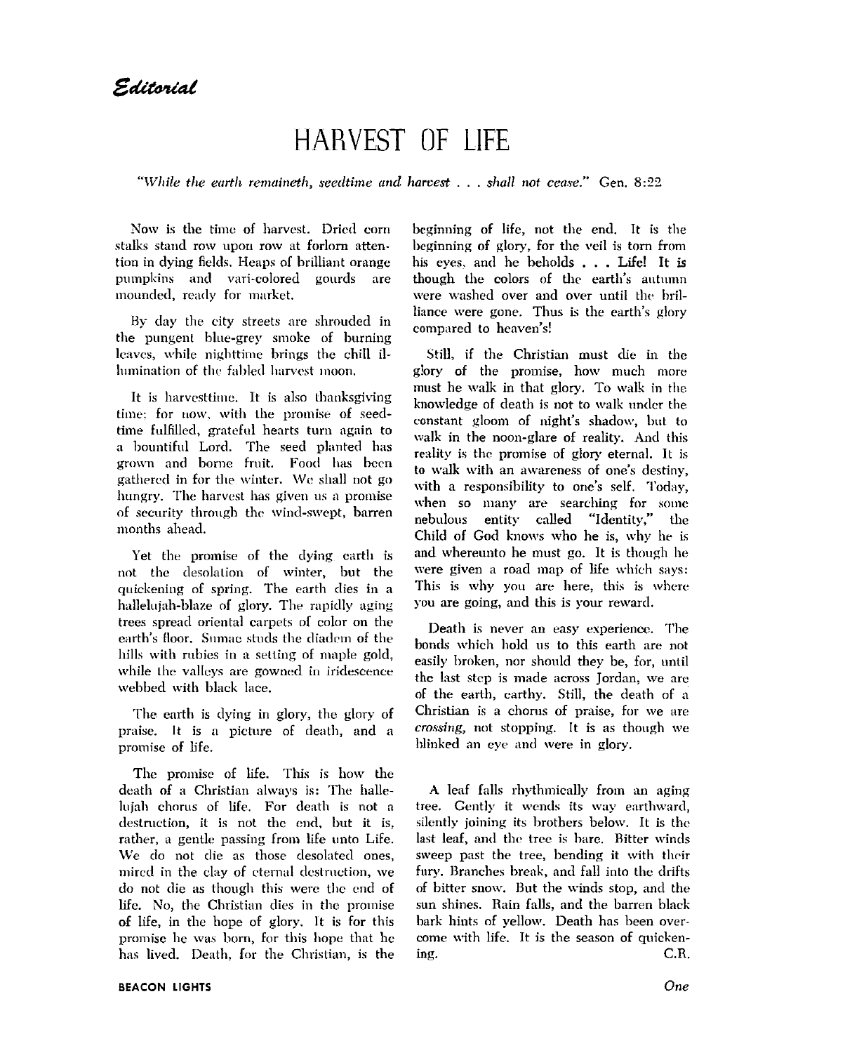*Editorial*

# HARVEST OF LIFE

*"While the earth remaineth, seedtime and harvest . . . shall not cease."* Gen. 8:22

Now is the time of harvest. Dried corn stalks stand row upon row at forlorn attention in dying fields. Heaps of brilliant orange pumpkins and vari-colored gourds are mounded, ready for market.

By day the city streets are shrouded in the pungent blue-grey smoke of burning leaves, while nighttime brings the chill illumination of the fabled harvest moon.

It is harvesttime. It is also thanksgiving time: for now, with the promise of seedtime fulfilled, grateful hearts turn again to a bountiful Lord. The seed planted has grown and borne fruit. Food has been gathered in for the winter. We shall not go hungry. The harvest has given us a promise of security through the wind-swept, barren months ahead.

Yet the promise of the dying earth is not the desolation of winter, but the quickening of spring. The earth dies in a hallelujah-blaze of glory. The rapidly aging trees spread oriental carpets of color on the earth's floor. Sumac studs the diadem of the hills with rubies in a setting of maple gold, while the valleys are gowned in iridescence webbed with black lace.

The earth is dying in glory, the glory of praise. It is a picture of death, and a promise of life.

The promise of life. This is how the death of a Christian always is: The hallelujah chorus of life. For death is not a destruction, it is not the end, but it is, rather, a gentle passing from life unto Life. We do not die as those desolated ones, mired in the clay of eternal destruction, we do not die as though this were the end of life. No, the Christian dies in the promise of life, in the hope of glory. It is for this promise he was born, for this hope that he has lived. Death, for the Christian, is the beginning of life, not the end. It is the beginning of glory, for the veil is torn from his eyes, and he beholds . . . Life! It is though the colors of the earth's autumn were washed over and over until the brilliance were gone. Thus is the earth's glory compared to heaven's!

Still, if the Christian must die in the glory of the promise, how much more must he walk in that glory. To walk in the knowledge of death is not to walk under the constant gloom of night's shadow, but to walk in the noon-glare of reality. And this reality is the promise of glory eternal. It is to walk with an awareness of one's destiny, with a responsibility to one's self. Today, when so many are searching for some nebulous entity called "Identity," the Child of God knows who he is, why he is and whereunto he must go. It is though he were given a road map of life which says: This is why you are here, this is where you are going, and this is your reward.

Death is never an easy experience. The bonds which hold us to this earth are not easily broken, nor should they be, for, until the last step is made across Jordan, we are of the earth, earthy. Still, the death of a Christian is a chorus of praise, for we are *crossing*, not stopping. It is as though we blinked an eye and were in glory.

A leaf falls rhythmically from an aging tree. Gently it wends its way earthward, silently joining its brothers below. It is the last leaf, and the tree is bare. Bitter winds sweep past the tree, bending it with their fury. Branches break, and fall into the drifts of bitter snow. But the winds stop, and the sun shines. Rain falls, and the barren black bark hints of yellow. Death has been overcome with life. It is the season of quickening.

C.R.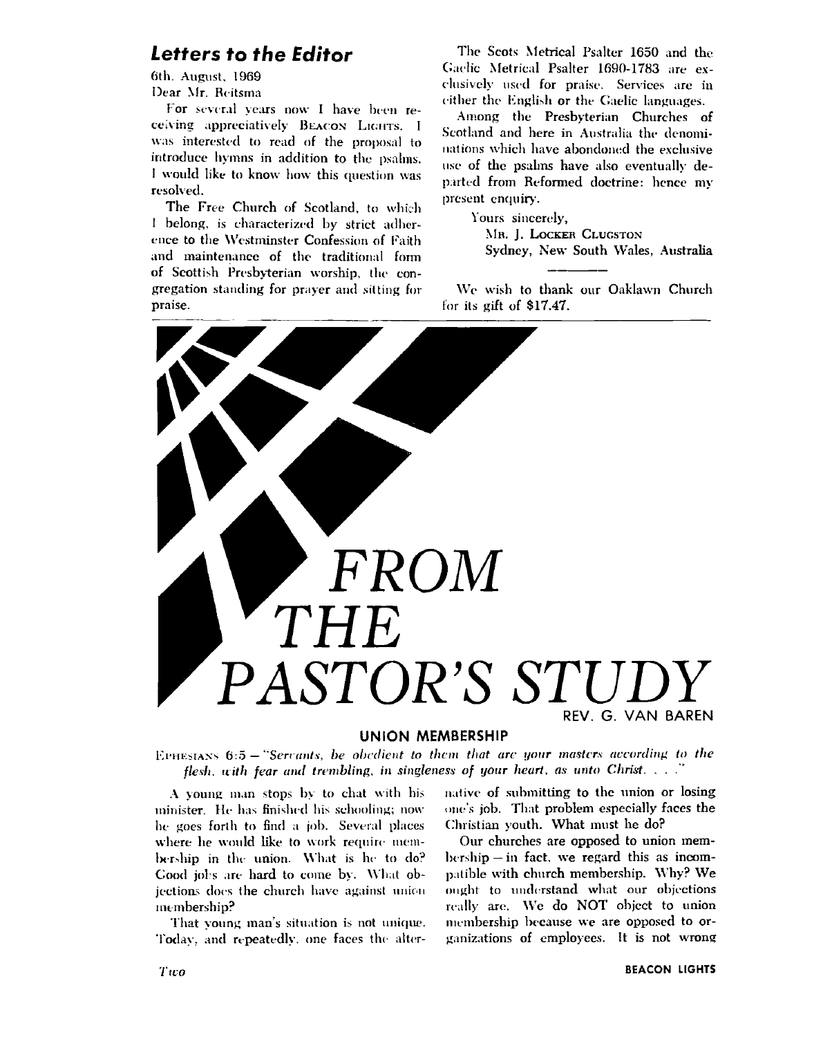## Letters to the Editor

6th. August, 1969

Dear Mr. Reitsma

For several years now I have been receiving appreciatively BEACON LIGHTS. I was interested to read of the proposal to introduce hymns in addition to the psalms. I would like to know how this question was resolved.

The Free Church of Scotland, to which I belong, is characterized by strict adherence to the Westminster Confession of Faith and maintenance of the traditional form of Scottish Presbyterian worship, the congregation standing for prayer and sitting for praise.

The Scots Metrical Psalter 1650 and the Gaelic Metrical Psalter 1690-1783 are exclusively used for praise. Services are in either the English or the Gaelic languages.

Among the Presbyterian Churches of Scotland and here in Australia the denominations which have abondoned the exclusive use of the psalms have also eventually departed from Reformed doctrine: hence my present enquiry.

Yours sincerely,
MR. J. LOCKER CLUGSTON
Sydney, New South Wales, Australia

---

We wish to thank our Oaklawn Church for its gift of $17.47.

# FROM THE PASTOR'S STUDY

REV. G. VAN BAREN

### UNION MEMBERSHIP

EPHESIANS 6:5 — "*Servants, be obedient to them that are your masters according to the flesh, with fear and trembling, in singleness of your heart, as unto Christ. . . .*"

A young man stops by to chat with his minister. He has finished his schooling; now he goes forth to find a job. Several places where he would like to work require membership in the union. What is he to do? Good jobs are hard to come by. What objections does the church have against union membership?

That young man's situation is not unique. Today, and repeatedly, one faces the alternative of submitting to the union or losing one's job. That problem especially faces the Christian youth. What must he do?

Our churches are opposed to union membership — in fact, we regard this as incompatible with church membership. Why? We ought to understand what our objections really are. We do NOT object to union membership because we are opposed to organizations of employees. It is not wrong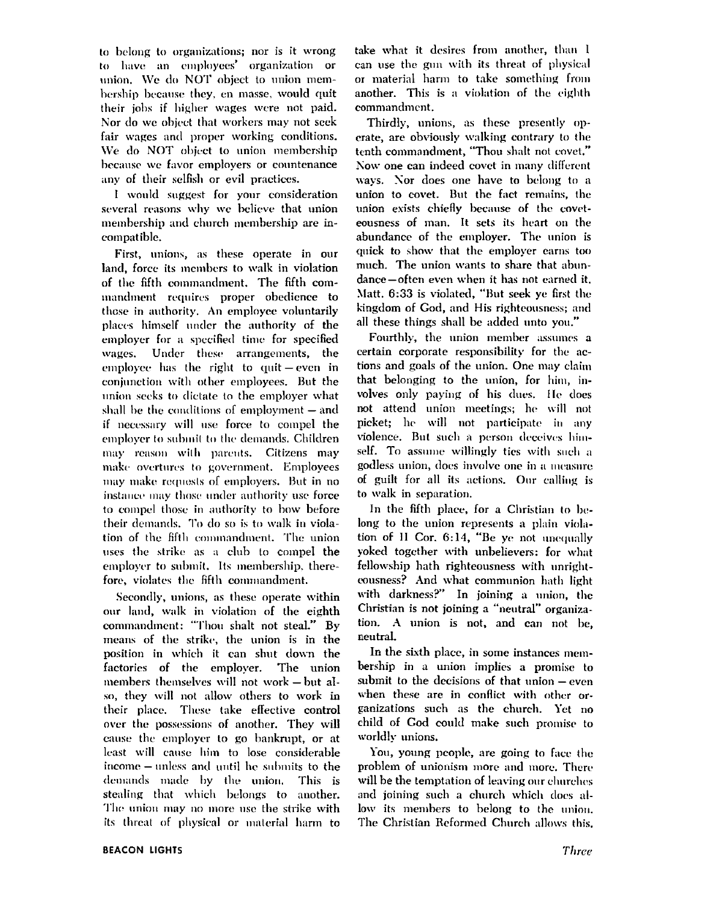to belong to organizations; nor is it wrong to have an employees' organization or union. We do NOT object to union membership because they, en masse, would quit their jobs if higher wages were not paid. Nor do we object that workers may not seek fair wages and proper working conditions. We do NOT object to union membership because we favor employers or countenance any of their selfish or evil practices.

I would suggest for your consideration several reasons why we believe that union membership and church membership are incompatible.

First, unions, as these operate in our land, force its members to walk in violation of the fifth commandment. The fifth commandment requires proper obedience to these in authority. An employee voluntarily places himself under the authority of the employer for a specified time for specified wages. Under these arrangements, the employee has the right to quit — even in conjunction with other employees. But the union seeks to dictate to the employer what shall be the conditions of employment — and if necessary will use force to compel the employer to submit to the demands. Children may reason with parents. Citizens may make overtures to government. Employees may make requests of employers. But in no instance may those under authority use force to compel those in authority to bow before their demands. To do so is to walk in violation of the fifth commandment. The union uses the strike as a club to compel the employer to submit. Its membership, therefore, violates the fifth commandment.

Secondly, unions, as these operate within our land, walk in violation of the eighth commandment: "Thou shalt not steal." By means of the strike, the union is in the position in which it can shut down the factories of the employer. The union members themselves will not work — but also, they will not allow others to work in their place. These take effective control over the possessions of another. They will cause the employer to go bankrupt, or at least will cause him to lose considerable income — unless and until he submits to the demands made by the union. This is stealing that which belongs to another. The union may no more use the strike with its threat of physical or material harm to take what it desires from another, than I can use the gun with its threat of physical or material harm to take something from another. This is a violation of the eighth commandment.

Thirdly, unions, as these presently operate, are obviously walking contrary to the tenth commandment, "Thou shalt not covet." Now one can indeed covet in many different ways. Nor does one have to belong to a union to covet. But the fact remains, the union exists chiefly because of the covetousness of man. It sets its heart on the abundance of the employer. The union is quick to show that the employer earns too much. The union wants to share that abundance — often even when it has not earned it. Matt. 6:33 is violated, "But seek ye first the kingdom of God, and His righteousness; and all these things shall be added unto you."

Fourthly, the union member assumes a certain corporate responsibility for the actions and goals of the union. One may claim that belonging to the union, for him, involves only paying of his dues. He does not attend union meetings; he will not picket; he will not participate in any violence. But such a person deceives himself. To assume willingly ties with such a godless union, does involve one in a measure of guilt for all its actions. Our calling is to walk in separation.

In the fifth place, for a Christian to belong to the union represents a plain violation of II Cor. 6:14, "Be ye not unequally yoked together with unbelievers: for what fellowship hath righteousness with unrighteousness? And what communion hath light with darkness?" In joining a union, the Christian is not joining a "neutral" organization. A union is not, and can not be, neutral.

In the sixth place, in some instances membership in a union implies a promise to submit to the decisions of that union — even when these are in conflict with other organizations such as the church. Yet no child of God could make such promise to worldly unions.

You, young people, are going to face the problem of unionism more and more. There will be the temptation of leaving our churches and joining such a church which does allow its members to belong to the union. The Christian Reformed Church allows this.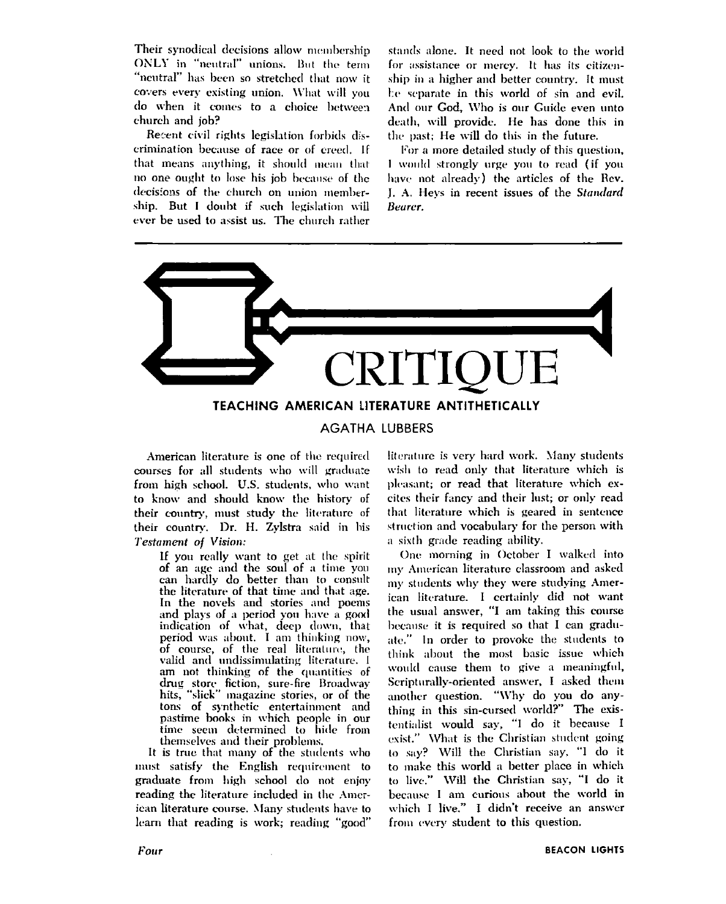Their synodical decisions allow membership ONLY in "neutral" unions. But the term "neutral" has been so stretched that now it covers every existing union. What will you do when it comes to a choice between church and job?

Recent civil rights legislation forbids discrimination because of race or of creed. If that means anything, it should mean that no one ought to lose his job because of the decisions of the church on union membership. But I doubt if such legislation will ever be used to assist us. The church rather stands alone. It need not look to the world for assistance or mercy. It has its citizenship in a higher and better country. It must be separate in this world of sin and evil. And our God, Who is our Guide even unto death, will provide. He has done this in the past; He will do this in the future.

For a more detailed study of this question, I would strongly urge you to read (if you have not already) the articles of the Rev. J. A. Heys in recent issues of the *Standard Bearer*.

---

# CRITIQUE

## TEACHING AMERICAN LITERATURE ANTITHETICALLY

### AGATHA LUBBERS

American literature is one of the required courses for all students who will graduate from high school. U.S. students, who want to know and should know the history of their country, must study the literature of their country. Dr. H. Zylstra said in his *Testament of Vision:*

> If you really want to get at the spirit of an age and the soul of a time you can hardly do better than to consult the literature of that time and that age. In the novels and stories and poems and plays of a period you have a good indication of what, deep down, that period was about. I am thinking now, of course, of the real literature, the valid and undissimulating literature. I am not thinking of the quantities of drug store fiction, sure-fire Broadway hits, "slick" magazine stories, or of the tons of synthetic entertainment and pastime books in which people in our time seem determined to hide from themselves and their problems.

It is true that many of the students who must satisfy the English requirement to graduate from high school do not enjoy reading the literature included in the American literature course. Many students have to learn that reading is work; reading "good" literature is very hard work. Many students wish to read only that literature which is pleasant; or read that literature which excites their fancy and their lust; or only read that literature which is geared in sentence struction and vocabulary for the person with a sixth grade reading ability.

One morning in October I walked into my American literature classroom and asked my students why they were studying American literature. I certainly did not want the usual answer, "I am taking this course because it is required so that I can graduate." In order to provoke the students to think about the most basic issue which would cause them to give a meaningful, Scripturally-oriented answer, I asked them another question. "Why do you do anything in this sin-cursed world?" The existentialist would say, "I do it because I exist." What is the Christian student going to say? Will the Christian say, "I do it to make this world a better place in which to live." Will the Christian say, "I do it because I am curious about the world in which I live." I didn't receive an answer from every student to this question.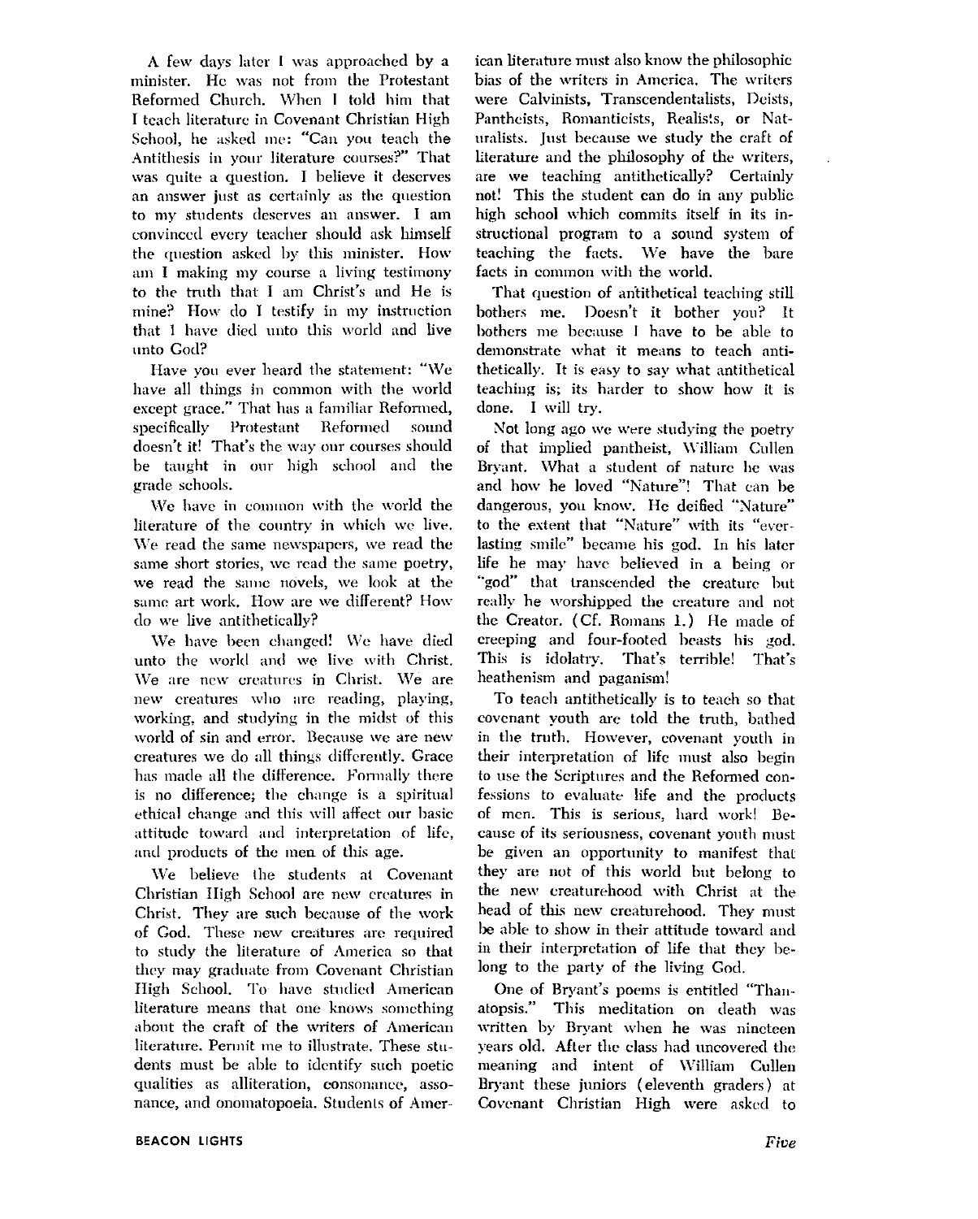A few days later I was approached by a minister. He was not from the Protestant Reformed Church. When I told him that I teach literature in Covenant Christian High School, he asked me: "Can you teach the Antithesis in your literature courses?" That was quite a question. I believe it deserves an answer just as certainly as the question to my students deserves an answer. I am convinced every teacher should ask himself the question asked by this minister. How am I making my course a living testimony to the truth that I am Christ's and He is mine? How do I testify in my instruction that I have died unto this world and live unto God?

Have you ever heard the statement: "We have all things in common with the world except grace." That has a familiar Reformed, specifically Protestant Reformed sound doesn't it! That's the way our courses should be taught in our high school and the grade schools.

We have in common with the world the literature of the country in which we live. We read the same newspapers, we read the same short stories, we read the same poetry, we read the same novels, we look at the same art work. How are we different? How do we live antithetically?

We have been changed! We have died unto the world and we live with Christ. We are new creatures in Christ. We are new creatures who are reading, playing, working, and studying in the midst of this world of sin and error. Because we are new creatures we do all things differently. Grace has made all the difference. Formally there is no difference; the change is a spiritual ethical change and this will affect our basic attitude toward and interpretation of life, and products of the men of this age.

We believe the students at Covenant Christian High School are new creatures in Christ. They are such because of the work of God. These new creatures are required to study the literature of America so that they may graduate from Covenant Christian High School. To have studied American literature means that one knows something about the craft of the writers of American literature. Permit me to illustrate. These students must be able to identify such poetic qualities as alliteration, consonance, assonance, and onomatopoeia. Students of American literature must also know the philosophic bias of the writers in America. The writers were Calvinists, Transcendentalists, Deists, Pantheists, Romanticists, Realists, or Naturalists. Just because we study the craft of literature and the philosophy of the writers, are we teaching antithetically? Certainly not! This the student can do in any public high school which commits itself in its instructional program to a sound system of teaching the facts. We have the bare facts in common with the world.

That question of antithetical teaching still bothers me. Doesn't it bother you? It bothers me because I have to be able to demonstrate what it means to teach antithetically. It is easy to say what antithetical teaching is; its harder to show how it is done. I will try.

Not long ago we were studying the poetry of that implied pantheist, William Cullen Bryant. What a student of nature he was and how he loved "Nature"! That can be dangerous, you know. He deified "Nature" to the extent that "Nature" with its "everlasting smile" became his god. In his later life he may have believed in a being or "god" that transcended the creature but really he worshipped the creature and not the Creator. (Cf. Romans 1.) He made of creeping and four-footed beasts his god. This is idolatry. That's terrible! That's heathenism and paganism!

To teach antithetically is to teach so that covenant youth are told the truth, bathed in the truth. However, covenant youth in their interpretation of life must also begin to use the Scriptures and the Reformed confessions to evaluate life and the products of men. This is serious, hard work! Because of its seriousness, covenant youth must be given an opportunity to manifest that they are not of this world but belong to the new creaturehood with Christ at the head of this new creaturehood. They must be able to show in their attitude toward and in their interpretation of life that they belong to the party of the living God.

One of Bryant's poems is entitled "Thanatopsis." This meditation on death was written by Bryant when he was nineteen years old. After the class had uncovered the meaning and intent of William Cullen Bryant these juniors (eleventh graders) at Covenant Christian High were asked to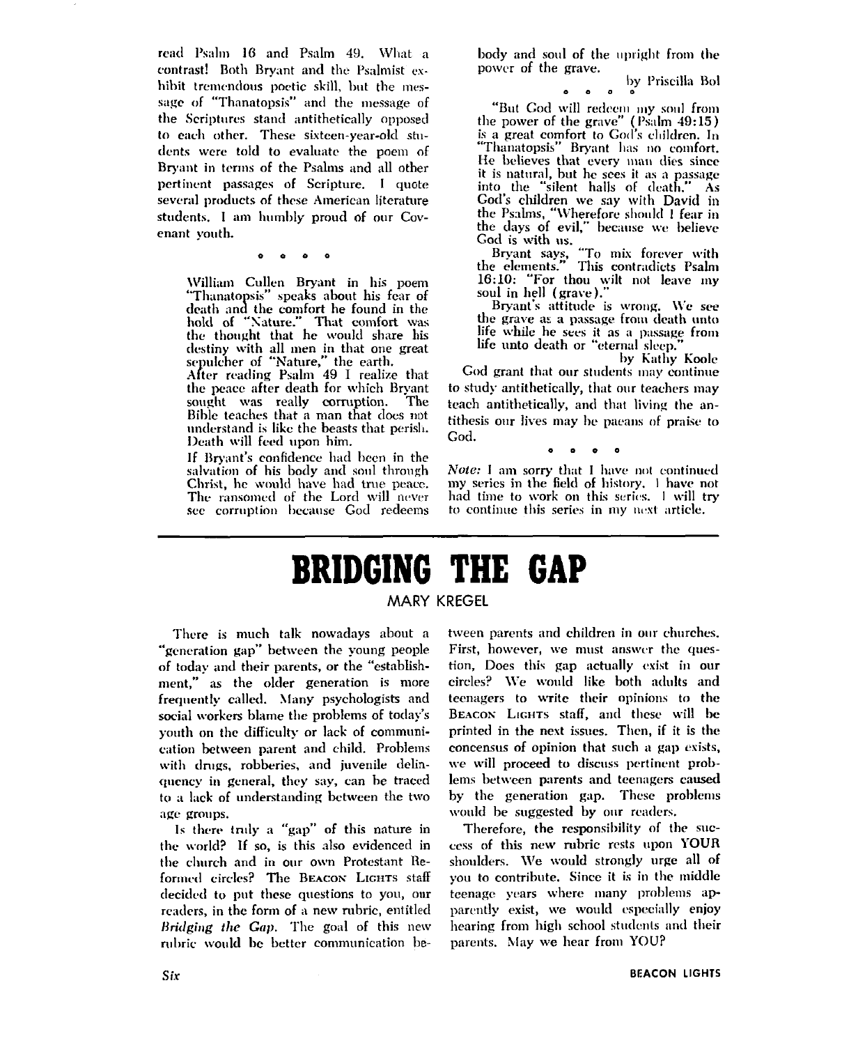read Psalm 16 and Psalm 49. What a contrast! Both Bryant and the Psalmist exhibit tremendous poetic skill, but the message of "Thanatopsis" and the message of the Scriptures stand antithetically opposed to each other. These sixteen-year-old students were told to evaluate the poem of Bryant in terms of the Psalms and all other pertinent passages of Scripture. I quote several products of these American literature students. I am humbly proud of our Covenant youth.

° ° ° °

> William Cullen Bryant in his poem "Thanatopsis" speaks about his fear of death and the comfort he found in the hold of "Nature." That comfort was the thought that he would share his destiny with all men in that one great sepulcher of "Nature," the earth.
>
> After reading Psalm 49 I realize that the peace after death for which Bryant sought was really corruption. The Bible teaches that a man that does not understand is like the beasts that perish. Death will feed upon him.
>
> If Bryant's confidence had been in the salvation of his body and soul through Christ, he would have had true peace. The ransomed of the Lord will never see corruption because God redeems body and soul of the upright from the power of the grave.
>
> by Priscilla Bol

° ° ° °

> "But God will redeem my soul from the power of the grave" (Psalm 49:15) is a great comfort to God's children. In "Thanatopsis" Bryant has no comfort. He believes that every man dies since it is natural, but he sees it as a passage into the "silent halls of death." As God's children we say with David in the Psalms, "Wherefore should I fear in the days of evil," because we believe God is with us.
>
> Bryant says, "To mix forever with the elements." This contradicts Psalm 16:10: "For thou wilt not leave my soul in hell (grave)."
>
> Bryant's attitude is wrong. We see the grave as a passage from death unto life while he sees it as a passage from life unto death or "eternal sleep."
>
> by Kathy Koole

God grant that our students may continue to study antithetically, that our teachers may teach antithetically, and that living the antithesis our lives may be paeans of praise to God.

° ° ° °

*Note:* I am sorry that I have not continued my series in the field of history. I have not had time to work on this series. I will try to continue this series in my next article.

# BRIDGING THE GAP

MARY KREGEL

There is much talk nowadays about a "generation gap" between the young people of today and their parents, or the "establishment," as the older generation is more frequently called. Many psychologists and social workers blame the problems of today's youth on the difficulty or lack of communication between parent and child. Problems with drugs, robberies, and juvenile delinquency in general, they say, can be traced to a lack of understanding between the two age groups.

Is there truly a "gap" of this nature in the world? If so, is this also evidenced in the church and in our own Protestant Reformed circles? The BEACON LIGHTS staff decided to put these questions to you, our readers, in the form of a new rubric, entitled *Bridging the Gap*. The goal of this new rubric would be better communication between parents and children in our churches. First, however, we must answer the question, Does this gap actually exist in our circles? We would like both adults and teenagers to write their opinions to the BEACON LIGHTS staff, and these will be printed in the next issues. Then, if it is the concensus of opinion that such a gap exists, we will proceed to discuss pertinent problems between parents and teenagers caused by the generation gap. These problems would be suggested by our readers.

Therefore, the responsibility of the success of this new rubric rests upon YOUR shoulders. We would strongly urge all of you to contribute. Since it is in the middle teenage years where many problems apparently exist, we would especially enjoy hearing from high school students and their parents. May we hear from YOU?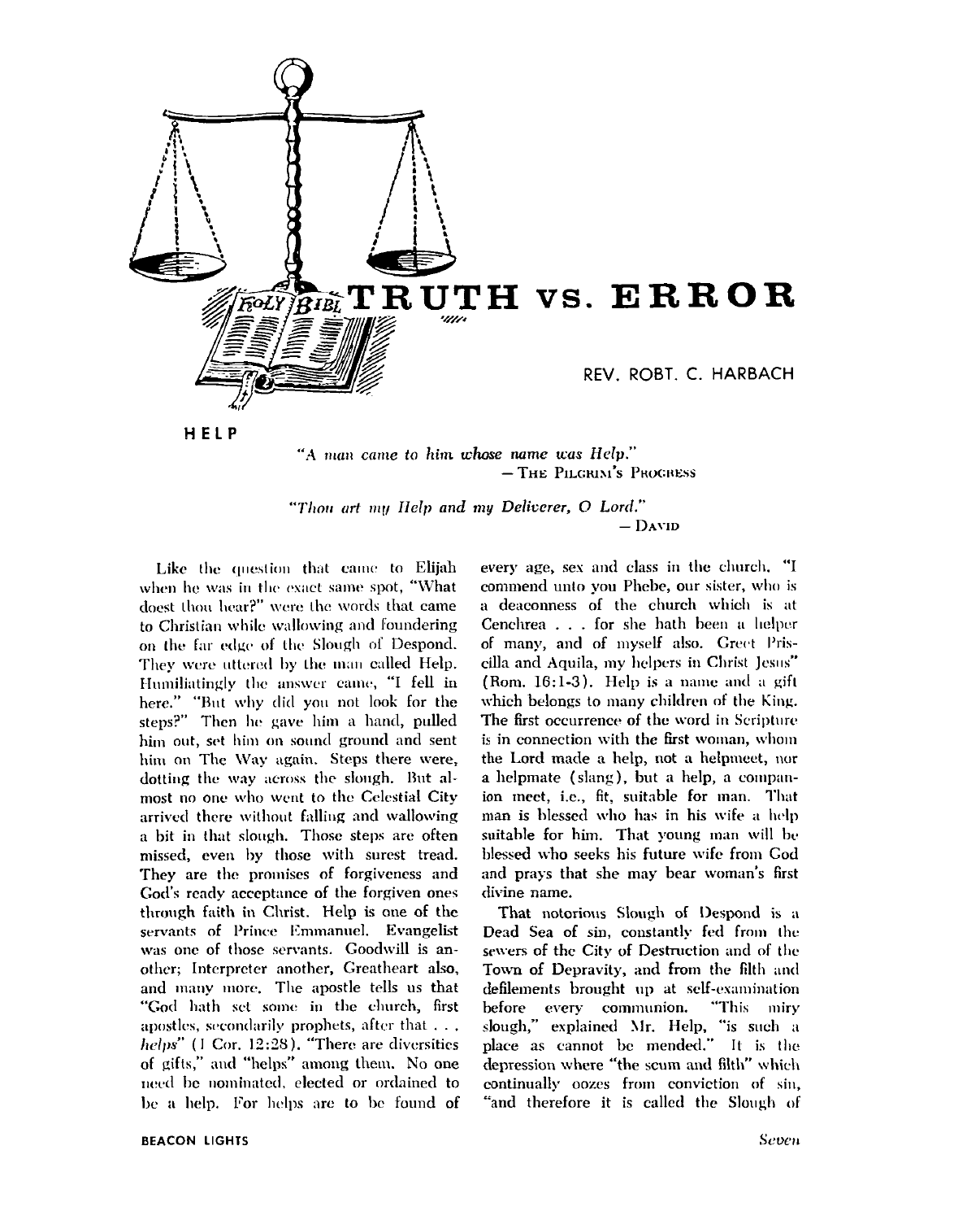# TRUTH vs. ERROR

REV. ROBT. C. HARBACH

## HELP

*"A man came to him whose name was Help."*
— THE PILGRIM'S PROGRESS

*"Thou art my Help and my Deliverer, O Lord."*
— DAVID

Like the question that came to Elijah when he was in the exact same spot, "What doest thou hear?" were the words that came to Christian while wallowing and foundering on the far edge of the Slough of Despond. They were uttered by the man called Help. Humiliatingly the answer came, "I fell in here." "But why did you not look for the steps?" Then he gave him a hand, pulled him out, set him on sound ground and sent him on The Way again. Steps there were, dotting the way across the slough. But almost no one who went to the Celestial City arrived there without falling and wallowing a bit in that slough. Those steps are often missed, even by those with surest tread. They are the promises of forgiveness and God's ready acceptance of the forgiven ones through faith in Christ. Help is one of the servants of Prince Emmanuel. Evangelist was one of those servants. Goodwill is another; Interpreter another, Greatheart also, and many more. The apostle tells us that "God hath set some in the church, first apostles, secondarily prophets, after that . . . *helps*" (I Cor. 12:28). "There are diversities of gifts," and "helps" among them. No one need be nominated, elected or ordained to be a help. For helps are to be found of every age, sex and class in the church. "I commend unto you Phebe, our sister, who is a deaconness of the church which is at Cenchrea . . . for she hath been a helper of many, and of myself also. Greet Priscilla and Aquila, my helpers in Christ Jesus" (Rom. 16:1-3). Help is a name and a gift which belongs to many children of the King. The first occurrence of the word in Scripture is in connection with the first woman, whom the Lord made a help, not a helpmeet, nor a helpmate (slang), but a help, a companion meet, i.e., fit, suitable for man. That man is blessed who has in his wife a help suitable for him. That young man will be blessed who seeks his future wife from God and prays that she may bear woman's first divine name.

That notorious Slough of Despond is a Dead Sea of sin, constantly fed from the sewers of the City of Destruction and of the Town of Depravity, and from the filth and defilements brought up at self-examination before every communion. "This miry slough," explained Mr. Help, "is such a place as cannot be mended." It is the depression where "the scum and filth" which continually oozes from conviction of sin, "and therefore it is called the Slough of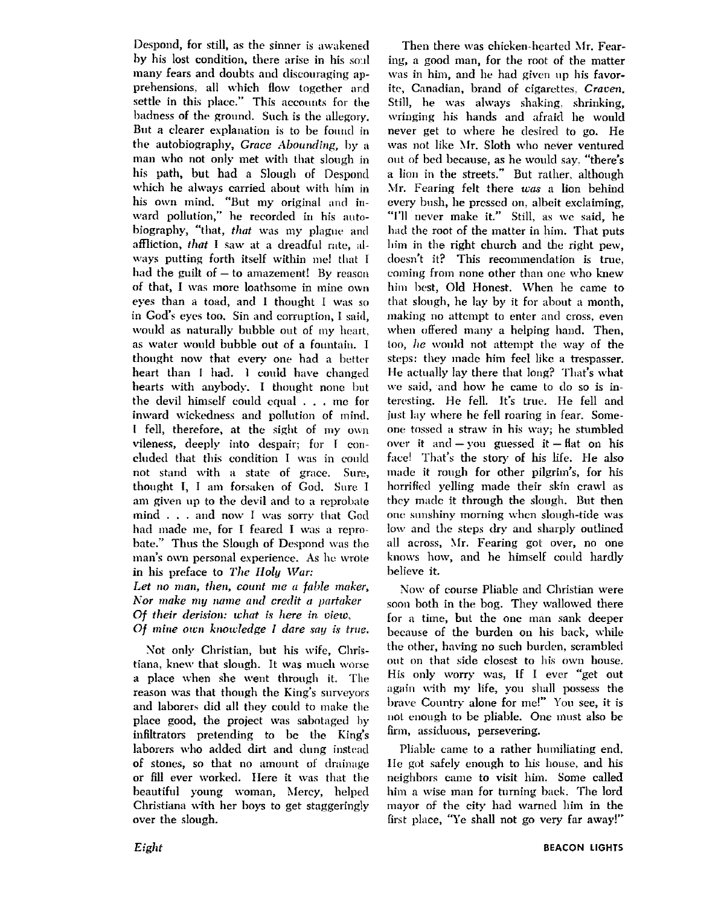Despond, for still, as the sinner is awakened by his lost condition, there arise in his soul many fears and doubts and discouraging apprehensions, all which flow together and settle in this place." This accounts for the badness of the ground. Such is the allegory. But a clearer explanation is to be found in the autobiography, *Grace Abounding,* by a man who not only met with that slough in his path, but had a Slough of Despond which he always carried about with him in his own mind. "But my original and inward pollution," he recorded in his autobiography, "that, *that* was my plague and affliction, *that* I saw at a dreadful rate, always putting forth itself within me! that I had the guilt of — to amazement! By reason of that, I was more loathsome in mine own eyes than a toad, and I thought I was so in God's eyes too. Sin and corruption, I said, would as naturally bubble out of my heart, as water would bubble out of a fountain. I thought now that every one had a better heart than I had. I could have changed hearts with anybody. I thought none but the devil himself could equal . . . me for inward wickedness and pollution of mind. I fell, therefore, at the sight of my own vileness, deeply into despair; for I concluded that this condition I was in could not stand with a state of grace. Sure, thought I, I am forsaken of God. Sure I am given up to the devil and to a reprobate mind . . . and now I was sorry that God had made me, for I feared I was a reprobate." Thus the Slough of Despond was the man's own personal experience. As he wrote in his preface to *The Holy War:*

*Let no man, then, count me a fable maker,*
*Nor make my name and credit a partaker*
*Of their derision: what is here in view,*
*Of mine own knowledge I dare say is true.*

Not only Christian, but his wife, Christiana, knew that slough. It was much worse a place when she went through it. The reason was that though the King's surveyors and laborers did all they could to make the place good, the project was sabotaged by infiltrators pretending to be the King's laborers who added dirt and dung instead of stones, so that no amount of drainage or fill ever worked. Here it was that the beautiful young woman, Mercy, helped Christiana with her boys to get staggeringly over the slough.

Then there was chicken-hearted Mr. Fearing, a good man, for the root of the matter was in him, and he had given up his favorite, Canadian, brand of cigarettes, *Craven.* Still, he was always shaking, shrinking, wringing his hands and afraid he would never get to where he desired to go. He was not like Mr. Sloth who never ventured out of bed because, as he would say, "there's a lion in the streets." But rather, although Mr. Fearing felt there *was* a lion behind every bush, he pressed on, albeit exclaiming, "I'll never make it." Still, as we said, he had the root of the matter in him. That puts him in the right church and the right pew, doesn't it? This recommendation is true, coming from none other than one who knew him best, Old Honest. When he came to that slough, he lay by it for about a month, making no attempt to enter and cross, even when offered many a helping hand. Then, too, *he* would not attempt the way of the steps: they made him feel like a trespasser. He actually lay there that long? That's what we said, and how he came to do so is interesting. He fell. It's true. He fell and just lay where he fell roaring in fear. Someone tossed a straw in his way; he stumbled over it and — you guessed it — flat on his face! That's the story of his life. He also made it rough for other pilgrim's, for his horrified yelling made their skin crawl as they made it through the slough. But then one sunshiny morning when slough-tide was low and the steps dry and sharply outlined all across, Mr. Fearing got over, no one knows how, and he himself could hardly believe it.

Now of course Pliable and Christian were soon both in the bog. They wallowed there for a time, but the one man sank deeper because of the burden on his back, while the other, having no such burden, scrambled out on that side closest to his own house. His only worry was, If I ever "get out again with my life, you shall possess the brave Country alone for me!" You see, it is not enough to be pliable. One must also be firm, assiduous, persevering.

Pliable came to a rather humiliating end. He got safely enough to his house, and his neighbors came to visit him. Some called him a wise man for turning back. The lord mayor of the city had warned him in the first place, "Ye shall not go very far away!"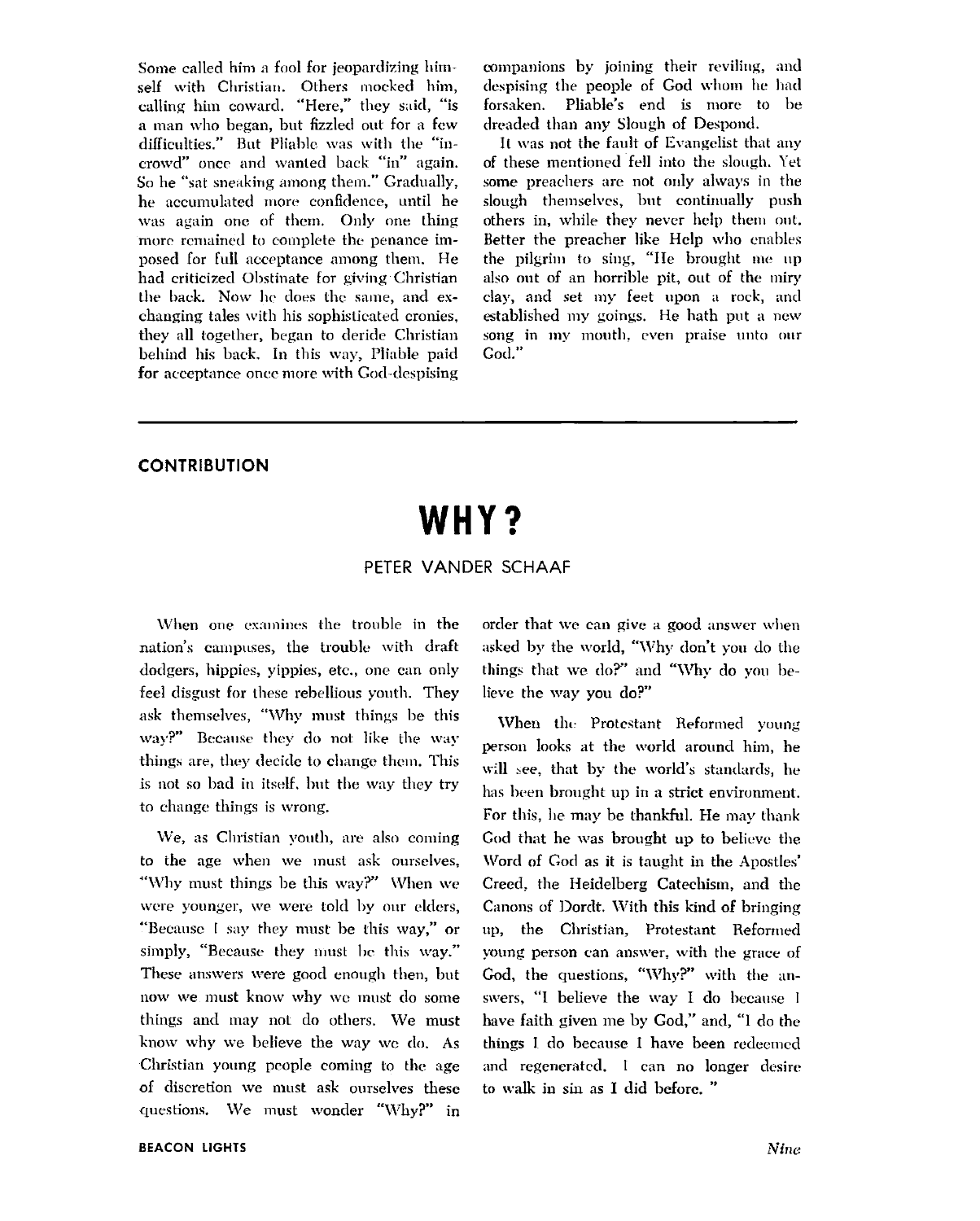Some called him a fool for jeopardizing himself with Christian. Others mocked him, calling him coward. "Here," they said, "is a man who began, but fizzled out for a few difficulties." But Pliable was with the "in-crowd" once and wanted back "in" again. So he "sat sneaking among them." Gradually, he accumulated more confidence, until he was again one of them. Only one thing more remained to complete the penance imposed for full acceptance among them. He had criticized Obstinate for giving Christian the back. Now he does the same, and exchanging tales with his sophisticated cronies, they all together, began to deride Christian behind his back. In this way, Pliable paid for acceptance once more with God-despising companions by joining their reviling, and despising the people of God whom he had forsaken. Pliable's end is more to be dreaded than any Slough of Despond.

It was not the fault of Evangelist that any of these mentioned fell into the slough. Yet some preachers are not only always in the slough themselves, but continually push others in, while they never help them out. Better the preacher like Help who enables the pilgrim to sing, "He brought me up also out of an horrible pit, out of the miry clay, and set my feet upon a rock, and established my goings. He hath put a new song in my mouth, even praise unto our God."

---

**CONTRIBUTION**

# WHY?

PETER VANDER SCHAAF

When one examines the trouble in the nation's campuses, the trouble with draft dodgers, hippies, yippies, etc., one can only feel disgust for these rebellious youth. They ask themselves, "Why must things be this way?" Because they do not like the way things are, they decide to change them. This is not so bad in itself, but the way they try to change things is wrong.

We, as Christian youth, are also coming to the age when we must ask ourselves, "Why must things be this way?" When we were younger, we were told by our elders, "Because I say they must be this way," or simply, "Because they must be this way." These answers were good enough then, but now we must know why we must do some things and may not do others. We must know why we believe the way we do. As Christian young people coming to the age of discretion we must ask ourselves these questions. We must wonder "Why?" in order that we can give a good answer when asked by the world, "Why don't you do the things that we do?" and "Why do you believe the way you do?"

When the Protestant Reformed young person looks at the world around him, he will see, that by the world's standards, he has been brought up in a strict environment. For this, he may be thankful. He may thank God that he was brought up to believe the Word of God as it is taught in the Apostles' Creed, the Heidelberg Catechism, and the Canons of Dordt. With this kind of bringing up, the Christian, Protestant Reformed young person can answer, with the grace of God, the questions, "Why?" with the answers, "I believe the way I do because I have faith given me by God," and, "I do the things I do because I have been redeemed and regenerated. I can no longer desire to walk in sin as I did before. "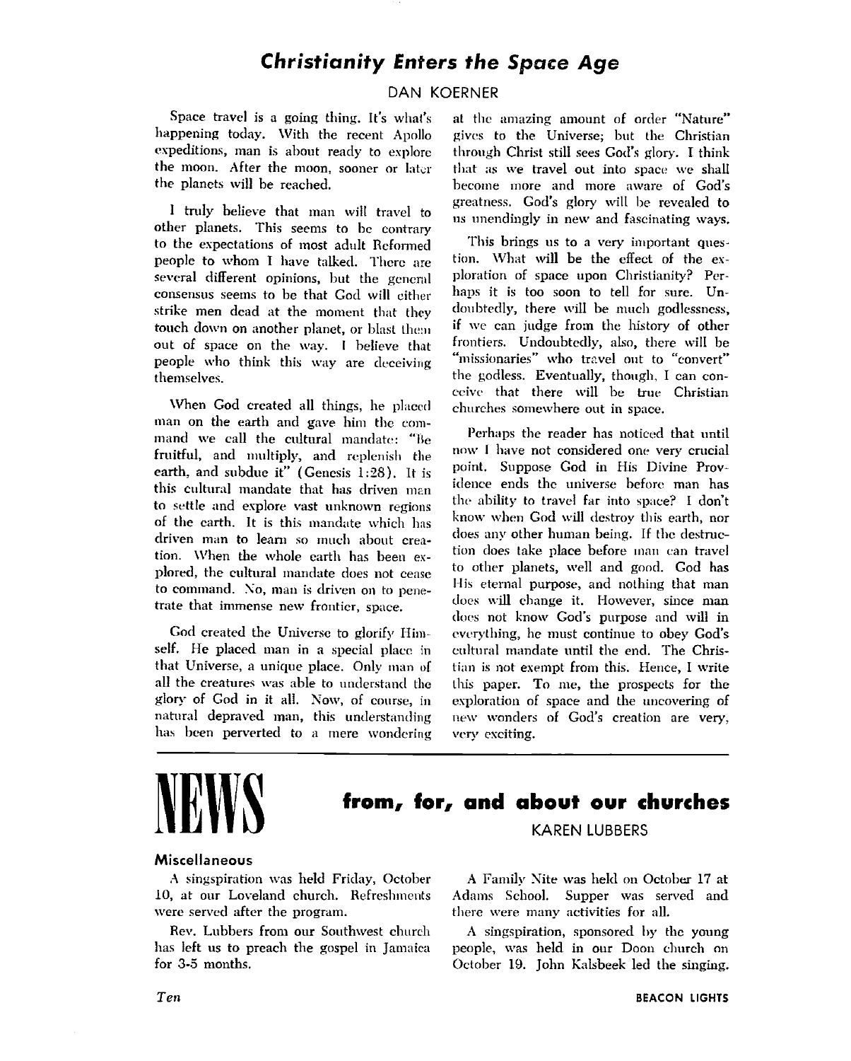## Christianity Enters the Space Age

DAN KOERNER

Space travel is a going thing. It's what's happening today. With the recent Apollo expeditions, man is about ready to explore the moon. After the moon, sooner or later the planets will be reached.

I truly believe that man will travel to other planets. This seems to be contrary to the expectations of most adult Reformed people to whom I have talked. There are several different opinions, but the general consensus seems to be that God will either strike men dead at the moment that they touch down on another planet, or blast them out of space on the way. I believe that people who think this way are deceiving themselves.

When God created all things, he placed man on the earth and gave him the command we call the cultural mandate: "Be fruitful, and multiply, and replenish the earth, and subdue it" (Genesis 1:28). It is this cultural mandate that has driven man to settle and explore vast unknown regions of the earth. It is this mandate which has driven man to learn so much about creation. When the whole earth has been explored, the cultural mandate does not cease to command. No, man is driven on to penetrate that immense new frontier, space.

God created the Universe to glorify Himself. He placed man in a special place in that Universe, a unique place. Only man of all the creatures was able to understand the glory of God in it all. Now, of course, in natural depraved man, this understanding has been perverted to a mere wondering at the amazing amount of order "Nature" gives to the Universe; but the Christian through Christ still sees God's glory. I think that as we travel out into space we shall become more and more aware of God's greatness. God's glory will be revealed to us unendingly in new and fascinating ways.

This brings us to a very important question. What will be the effect of the exploration of space upon Christianity? Perhaps it is too soon to tell for sure. Undoubtedly, there will be much godlessness, if we can judge from the history of other frontiers. Undoubtedly, also, there will be "missionaries" who travel out to "convert" the godless. Eventually, though, I can conceive that there will be true Christian churches somewhere out in space.

Perhaps the reader has noticed that until now I have not considered one very crucial point. Suppose God in His Divine Providence ends the universe before man has the ability to travel far into space? I don't know when God will destroy this earth, nor does any other human being. If the destruction does take place before man can travel to other planets, well and good. God has His eternal purpose, and nothing that man does will change it. However, since man does not know God's purpose and will in everything, he must continue to obey God's cultural mandate until the end. The Christian is not exempt from this. Hence, I write this paper. To me, the prospects for the exploration of space and the uncovering of new wonders of God's creation are very, very exciting.

---

## NEWS from, for, and about our churches

KAREN LUBBERS

### Miscellaneous

A singspiration was held Friday, October 10, at our Loveland church. Refreshments were served after the program.

Rev. Lubbers from our Southwest church has left us to preach the gospel in Jamaica for 3-5 months.

A Family Nite was held on October 17 at Adams School. Supper was served and there were many activities for all.

A singspiration, sponsored by the young people, was held in our Doon church on October 19. John Kalsbeek led the singing.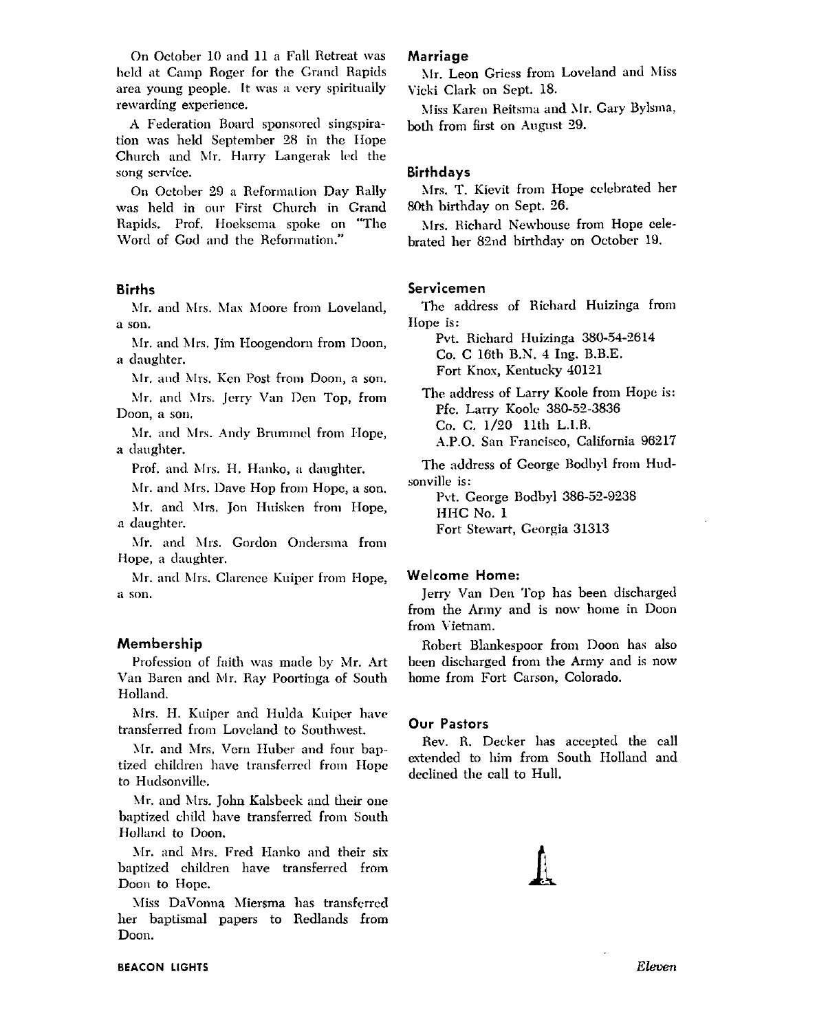On October 10 and 11 a Fall Retreat was held at Camp Roger for the Grand Rapids area young people. It was a very spiritually rewarding experience.

A Federation Board sponsored singspiration was held September 28 in the Hope Church and Mr. Harry Langerak led the song service.

On October 29 a Reformation Day Rally was held in our First Church in Grand Rapids. Prof. Hoeksema spoke on "The Word of God and the Reformation."

### Births

Mr. and Mrs. Max Moore from Loveland, a son.

Mr. and Mrs. Jim Hoogendorn from Doon, a daughter.

Mr. and Mrs. Ken Post from Doon, a son.

Mr. and Mrs. Jerry Van Den Top, from Doon, a son.

Mr. and Mrs. Andy Brummel from Hope, a daughter.

Prof. and Mrs. H. Hanko, a daughter.

Mr. and Mrs. Dave Hop from Hope, a son.

Mr. and Mrs. Jon Huisken from Hope, a daughter.

Mr. and Mrs. Gordon Ondersma from Hope, a daughter.

Mr. and Mrs. Clarence Kuiper from Hope, a son.

### Membership

Profession of faith was made by Mr. Art Van Baren and Mr. Ray Poortinga of South Holland.

Mrs. H. Kuiper and Hulda Kuiper have transferred from Loveland to Southwest.

Mr. and Mrs. Vern Huber and four baptized children have transferred from Hope to Hudsonville.

Mr. and Mrs. John Kalsbeek and their one baptized child have transferred from South Holland to Doon.

Mr. and Mrs. Fred Hanko and their six baptized children have transferred from Doon to Hope.

Miss DaVonna Miersma has transferred her baptismal papers to Redlands from Doon.

### Marriage

Mr. Leon Griess from Loveland and Miss Vicki Clark on Sept. 18.

Miss Karen Reitsma and Mr. Gary Bylsma, both from first on August 29.

### Birthdays

Mrs. T. Kievit from Hope celebrated her 80th birthday on Sept. 26.

Mrs. Richard Newhouse from Hope celebrated her 82nd birthday on October 19.

### Servicemen

The address of Richard Huizinga from Hope is:

Pvt. Richard Huizinga 380-54-2614
Co. C 16th B.N. 4 Ing. B.B.E.
Fort Knox, Kentucky 40121

The address of Larry Koole from Hope is:

Pfc. Larry Koole 380-52-3836
Co. C. 1/20 11th L.I.B.
A.P.O. San Francisco, California 96217

The address of George Bodbyl from Hudsonville is:

Pvt. George Bodbyl 386-52-9238
HHC No. 1
Fort Stewart, Georgia 31313

### Welcome Home:

Jerry Van Den Top has been discharged from the Army and is now home in Doon from Vietnam.

Robert Blankespoor from Doon has also been discharged from the Army and is now home from Fort Carson, Colorado.

### Our Pastors

Rev. R. Decker has accepted the call extended to him from South Holland and declined the call to Hull.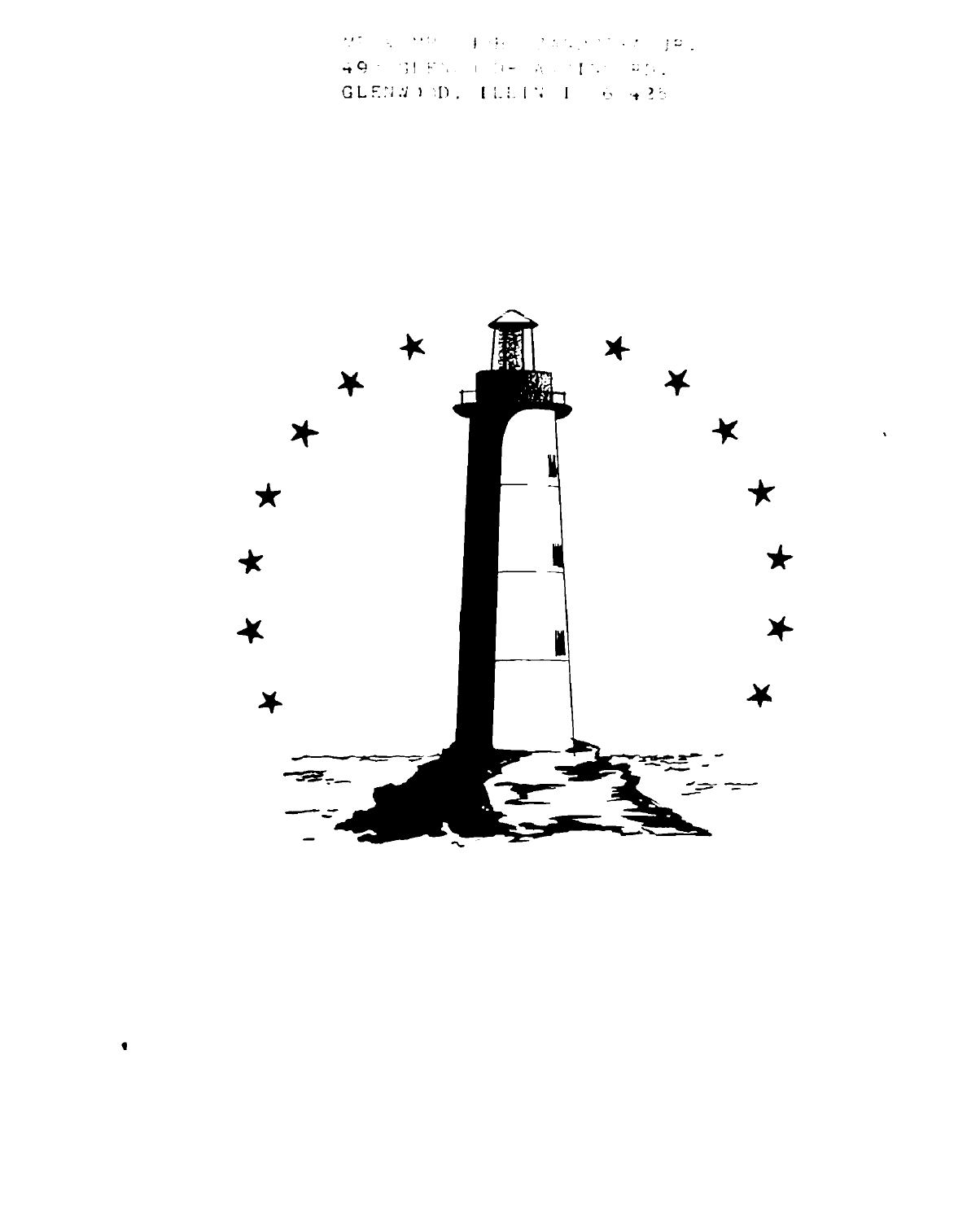MR. & MRS. ... JR.
49.. GLENWOOD-LANSING RD.
GLENWOOD, ILLINOIS 60425